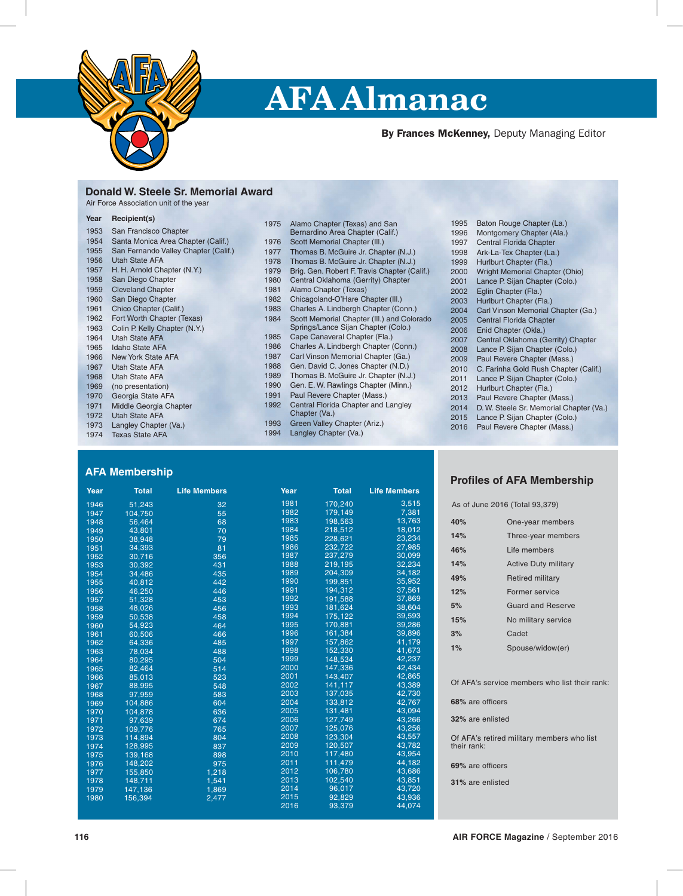# AFA Almanac

**By Frances McKenney,** Deputy Managing Editor

## Donald W. Steele Sr. Memorial Award

Air Force Association unit of the year

| Year | Recipient(s) |
|---|---|
| 1953 | San Francisco Chapter |
| 1954 | Santa Monica Area Chapter (Calif.) |
| 1955 | San Fernando Valley Chapter (Calif.) |
| 1956 | Utah State AFA |
| 1957 | H. H. Arnold Chapter (N.Y.) |
| 1958 | San Diego Chapter |
| 1959 | Cleveland Chapter |
| 1960 | San Diego Chapter |
| 1961 | Chico Chapter (Calif.) |
| 1962 | Fort Worth Chapter (Texas) |
| 1963 | Colin P. Kelly Chapter (N.Y.) |
| 1964 | Utah State AFA |
| 1965 | Idaho State AFA |
| 1966 | New York State AFA |
| 1967 | Utah State AFA |
| 1968 | Utah State AFA |
| 1969 | (no presentation) |
| 1970 | Georgia State AFA |
| 1971 | Middle Georgia Chapter |
| 1972 | Utah State AFA |
| 1973 | Langley Chapter (Va.) |
| 1974 | Texas State AFA |
| 1975 | Alamo Chapter (Texas) and San Bernardino Area Chapter (Calif.) |
| 1976 | Scott Memorial Chapter (Ill.) |
| 1977 | Thomas B. McGuire Jr. Chapter (N.J.) |
| 1978 | Thomas B. McGuire Jr. Chapter (N.J.) |
| 1979 | Brig. Gen. Robert F. Travis Chapter (Calif.) |
| 1980 | Central Oklahoma (Gerrity) Chapter |
| 1981 | Alamo Chapter (Texas) |
| 1982 | Chicagoland-O'Hare Chapter (Ill.) |
| 1983 | Charles A. Lindbergh Chapter (Conn.) |
| 1984 | Scott Memorial Chapter (Ill.) and Colorado Springs/Lance Sijan Chapter (Colo.) |
| 1985 | Cape Canaveral Chapter (Fla.) |
| 1986 | Charles A. Lindbergh Chapter (Conn.) |
| 1987 | Carl Vinson Memorial Chapter (Ga.) |
| 1988 | Gen. David C. Jones Chapter (N.D.) |
| 1989 | Thomas B. McGuire Jr. Chapter (N.J.) |
| 1990 | Gen. E. W. Rawlings Chapter (Minn.) |
| 1991 | Paul Revere Chapter (Mass.) |
| 1992 | Central Florida Chapter and Langley Chapter (Va.) |
| 1993 | Green Valley Chapter (Ariz.) |
| 1994 | Langley Chapter (Va.) |
| 1995 | Baton Rouge Chapter (La.) |
| 1996 | Montgomery Chapter (Ala.) |
| 1997 | Central Florida Chapter |
| 1998 | Ark-La-Tex Chapter (La.) |
| 1999 | Hurlburt Chapter (Fla.) |
| 2000 | Wright Memorial Chapter (Ohio) |
| 2001 | Lance P. Sijan Chapter (Colo.) |
| 2002 | Eglin Chapter (Fla.) |
| 2003 | Hurlburt Chapter (Fla.) |
| 2004 | Carl Vinson Memorial Chapter (Ga.) |
| 2005 | Central Florida Chapter |
| 2006 | Enid Chapter (Okla.) |
| 2007 | Central Oklahoma (Gerrity) Chapter |
| 2008 | Lance P. Sijan Chapter (Colo.) |
| 2009 | Paul Revere Chapter (Mass.) |
| 2010 | C. Farinha Gold Rush Chapter (Calif.) |
| 2011 | Lance P. Sijan Chapter (Colo.) |
| 2012 | Hurlburt Chapter (Fla.) |
| 2013 | Paul Revere Chapter (Mass.) |
| 2014 | D. W. Steele Sr. Memorial Chapter (Va.) |
| 2015 | Lance P. Sijan Chapter (Colo.) |
| 2016 | Paul Revere Chapter (Mass.) |

## AFA Membership

| Year | Total | Life Members |
|---|---|---|
| 1946 | 51,243 | 32 |
| 1947 | 104,750 | 55 |
| 1948 | 56,464 | 68 |
| 1949 | 43,801 | 70 |
| 1950 | 38,948 | 79 |
| 1951 | 34,393 | 81 |
| 1952 | 30,716 | 356 |
| 1953 | 30,392 | 431 |
| 1954 | 34,486 | 435 |
| 1955 | 40,812 | 442 |
| 1956 | 46,250 | 446 |
| 1957 | 51,328 | 453 |
| 1958 | 48,026 | 456 |
| 1959 | 50,538 | 458 |
| 1960 | 54,923 | 464 |
| 1961 | 60,506 | 466 |
| 1962 | 64,336 | 485 |
| 1963 | 78,034 | 488 |
| 1964 | 80,295 | 504 |
| 1965 | 82,464 | 514 |
| 1966 | 85,013 | 523 |
| 1967 | 88,995 | 548 |
| 1968 | 97,959 | 583 |
| 1969 | 104,886 | 604 |
| 1970 | 104,878 | 636 |
| 1971 | 97,639 | 674 |
| 1972 | 109,776 | 765 |
| 1973 | 114,894 | 804 |
| 1974 | 128,995 | 837 |
| 1975 | 139,168 | 898 |
| 1976 | 148,202 | 975 |
| 1977 | 155,850 | 1,218 |
| 1978 | 148,711 | 1,541 |
| 1979 | 147,136 | 1,869 |
| 1980 | 156,394 | 2,477 |
| 1981 | 170,240 | 3,515 |
| 1982 | 179,149 | 7,381 |
| 1983 | 198,563 | 13,763 |
| 1984 | 218,512 | 18,012 |
| 1985 | 228,621 | 23,234 |
| 1986 | 232,722 | 27,985 |
| 1987 | 237,279 | 30,099 |
| 1988 | 219,195 | 32,234 |
| 1989 | 204,309 | 34,182 |
| 1990 | 199,851 | 35,952 |
| 1991 | 194,312 | 37,561 |
| 1992 | 191,588 | 37,869 |
| 1993 | 181,624 | 38,604 |
| 1994 | 175,122 | 39,593 |
| 1995 | 170,881 | 39,286 |
| 1996 | 161,384 | 39,896 |
| 1997 | 157,862 | 41,179 |
| 1998 | 152,330 | 41,673 |
| 1999 | 148,534 | 42,237 |
| 2000 | 147,336 | 42,434 |
| 2001 | 143,407 | 42,865 |
| 2002 | 141,117 | 43,389 |
| 2003 | 137,035 | 42,730 |
| 2004 | 133,812 | 42,767 |
| 2005 | 131,481 | 43,094 |
| 2006 | 127,749 | 43,266 |
| 2007 | 125,076 | 43,256 |
| 2008 | 123,304 | 43,557 |
| 2009 | 120,507 | 43,782 |
| 2010 | 117,480 | 43,954 |
| 2011 | 111,479 | 44,182 |
| 2012 | 106,780 | 43,686 |
| 2013 | 102,540 | 43,851 |
| 2014 | 96,017 | 43,720 |
| 2015 | 92,829 | 43,936 |
| 2016 | 93,379 | 44,074 |

## Profiles of AFA Membership

As of June 2016 (Total 93,379)

| | |
|---|---|
| **40%** | One-year members |
| **14%** | Three-year members |
| **46%** | Life members |
| **14%** | Active Duty military |
| **49%** | Retired military |
| **12%** | Former service |
| **5%** | Guard and Reserve |
| **15%** | No military service |
| **3%** | Cadet |
| **1%** | Spouse/widow(er) |

Of AFA's service members who list their rank:

**68%** are officers

**32%** are enlisted

Of AFA's retired military members who list their rank:

**69%** are officers

**31%** are enlisted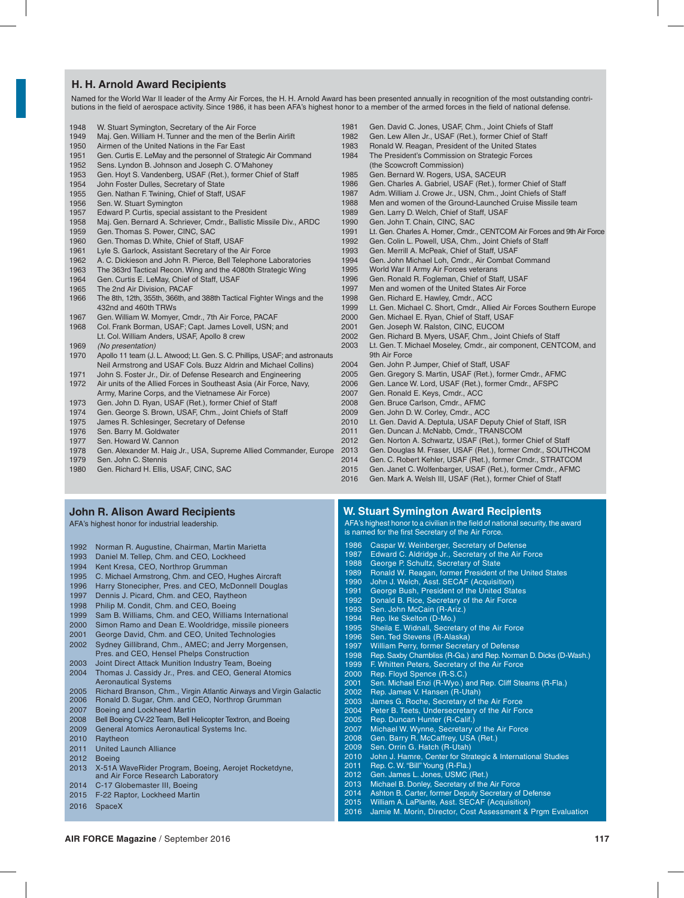## H. H. Arnold Award Recipients

Named for the World War II leader of the Army Air Forces, the H. H. Arnold Award has been presented annually in recognition of the most outstanding contributions in the field of aerospace activity. Since 1986, it has been AFA's highest honor to a member of the armed forces in the field of national defense.

| Year | Recipient |
|---|---|
| 1948 | W. Stuart Symington, Secretary of the Air Force |
| 1949 | Maj. Gen. William H. Tunner and the men of the Berlin Airlift |
| 1950 | Airmen of the United Nations in the Far East |
| 1951 | Gen. Curtis E. LeMay and the personnel of Strategic Air Command |
| 1952 | Sens. Lyndon B. Johnson and Joseph C. O'Mahoney |
| 1953 | Gen. Hoyt S. Vandenberg, USAF (Ret.), former Chief of Staff |
| 1954 | John Foster Dulles, Secretary of State |
| 1955 | Gen. Nathan F. Twining, Chief of Staff, USAF |
| 1956 | Sen. W. Stuart Symington |
| 1957 | Edward P. Curtis, special assistant to the President |
| 1958 | Maj. Gen. Bernard A. Schriever, Cmdr., Ballistic Missile Div., ARDC |
| 1959 | Gen. Thomas S. Power, CINC, SAC |
| 1960 | Gen. Thomas D. White, Chief of Staff, USAF |
| 1961 | Lyle S. Garlock, Assistant Secretary of the Air Force |
| 1962 | A. C. Dickieson and John R. Pierce, Bell Telephone Laboratories |
| 1963 | The 363rd Tactical Recon. Wing and the 4080th Strategic Wing |
| 1964 | Gen. Curtis E. LeMay, Chief of Staff, USAF |
| 1965 | The 2nd Air Division, PACAF |
| 1966 | The 8th, 12th, 355th, 366th, and 388th Tactical Fighter Wings and the 432nd and 460th TRWs |
| 1967 | Gen. William W. Momyer, Cmdr., 7th Air Force, PACAF |
| 1968 | Col. Frank Borman, USAF; Capt. James Lovell, USN; and Lt. Col. William Anders, USAF, Apollo 8 crew |
| 1969 | *(No presentation)* |
| 1970 | Apollo 11 team (J. L. Atwood; Gen. S. C. Phillips, USAF; and astronauts Neil Armstrong and USAF Cols. Buzz Aldrin and Michael Collins) |
| 1971 | John S. Foster Jr., Dir. of Defense Research and Engineering |
| 1972 | Air units of the Allied Forces in Southeast Asia (Air Force, Navy, Army, Marine Corps, and the Vietnamese Air Force) |
| 1973 | Gen. John D. Ryan, USAF (Ret.), former Chief of Staff |
| 1974 | Gen. George S. Brown, USAF, Chm., Joint Chiefs of Staff |
| 1975 | James R. Schlesinger, Secretary of Defense |
| 1976 | Sen. Barry M. Goldwater |
| 1977 | Sen. Howard W. Cannon |
| 1978 | Gen. Alexander M. Haig Jr., USA, Supreme Allied Commander, Europe |
| 1979 | Sen. John C. Stennis |
| 1980 | Gen. Richard H. Ellis, USAF, CINC, SAC |
| 1981 | Gen. David C. Jones, USAF, Chm., Joint Chiefs of Staff |
| 1982 | Gen. Lew Allen Jr., USAF (Ret.), former Chief of Staff |
| 1983 | Ronald W. Reagan, President of the United States |
| 1984 | The President's Commission on Strategic Forces (the Scowcroft Commission) |
| 1985 | Gen. Bernard W. Rogers, USA, SACEUR |
| 1986 | Gen. Charles A. Gabriel, USAF (Ret.), former Chief of Staff |
| 1987 | Adm. William J. Crowe Jr., USN, Chm., Joint Chiefs of Staff |
| 1988 | Men and women of the Ground-Launched Cruise Missile team |
| 1989 | Gen. Larry D. Welch, Chief of Staff, USAF |
| 1990 | Gen. John T. Chain, CINC, SAC |
| 1991 | Lt. Gen. Charles A. Horner, Cmdr., CENTCOM Air Forces and 9th Air Force |
| 1992 | Gen. Colin L. Powell, USA, Chm., Joint Chiefs of Staff |
| 1993 | Gen. Merrill A. McPeak, Chief of Staff, USAF |
| 1994 | Gen. John Michael Loh, Cmdr., Air Combat Command |
| 1995 | World War II Army Air Forces veterans |
| 1996 | Gen. Ronald R. Fogleman, Chief of Staff, USAF |
| 1997 | Men and women of the United States Air Force |
| 1998 | Gen. Richard E. Hawley, Cmdr., ACC |
| 1999 | Lt. Gen. Michael C. Short, Cmdr., Allied Air Forces Southern Europe |
| 2000 | Gen. Michael E. Ryan, Chief of Staff, USAF |
| 2001 | Gen. Joseph W. Ralston, CINC, EUCOM |
| 2002 | Gen. Richard B. Myers, USAF, Chm., Joint Chiefs of Staff |
| 2003 | Lt. Gen. T. Michael Moseley, Cmdr., air component, CENTCOM, and 9th Air Force |
| 2004 | Gen. John P. Jumper, Chief of Staff, USAF |
| 2005 | Gen. Gregory S. Martin, USAF (Ret.), former Cmdr., AFMC |
| 2006 | Gen. Lance W. Lord, USAF (Ret.), former Cmdr., AFSPC |
| 2007 | Gen. Ronald E. Keys, Cmdr., ACC |
| 2008 | Gen. Bruce Carlson, Cmdr., AFMC |
| 2009 | Gen. John D. W. Corley, Cmdr., ACC |
| 2010 | Lt. Gen. David A. Deptula, USAF Deputy Chief of Staff, ISR |
| 2011 | Gen. Duncan J. McNabb, Cmdr., TRANSCOM |
| 2012 | Gen. Norton A. Schwartz, USAF (Ret.), former Chief of Staff |
| 2013 | Gen. Douglas M. Fraser, USAF (Ret.), former Cmdr., SOUTHCOM |
| 2014 | Gen. C. Robert Kehler, USAF (Ret.), former Cmdr., STRATCOM |
| 2015 | Gen. Janet C. Wolfenbarger, USAF (Ret.), former Cmdr., AFMC |
| 2016 | Gen. Mark A. Welsh III, USAF (Ret.), former Chief of Staff |

## John R. Alison Award Recipients

AFA's highest honor for industrial leadership.

| Year | Recipient |
|---|---|
| 1992 | Norman R. Augustine, Chairman, Martin Marietta |
| 1993 | Daniel M. Tellep, Chm. and CEO, Lockheed |
| 1994 | Kent Kresa, CEO, Northrop Grumman |
| 1995 | C. Michael Armstrong, Chm. and CEO, Hughes Aircraft |
| 1996 | Harry Stonecipher, Pres. and CEO, McDonnell Douglas |
| 1997 | Dennis J. Picard, Chm. and CEO, Raytheon |
| 1998 | Philip M. Condit, Chm. and CEO, Boeing |
| 1999 | Sam B. Williams, Chm. and CEO, Williams International |
| 2000 | Simon Ramo and Dean E. Wooldridge, missile pioneers |
| 2001 | George David, Chm. and CEO, United Technologies |
| 2002 | Sydney Gillibrand, Chm., AMEC; and Jerry Morgensen, Pres. and CEO, Hensel Phelps Construction |
| 2003 | Joint Direct Attack Munition Industry Team, Boeing |
| 2004 | Thomas J. Cassidy Jr., Pres. and CEO, General Atomics Aeronautical Systems |
| 2005 | Richard Branson, Chm., Virgin Atlantic Airways and Virgin Galactic |
| 2006 | Ronald D. Sugar, Chm. and CEO, Northrop Grumman |
| 2007 | Boeing and Lockheed Martin |
| 2008 | Bell Boeing CV-22 Team, Bell Helicopter Textron, and Boeing |
| 2009 | General Atomics Aeronautical Systems Inc. |
| 2010 | Raytheon |
| 2011 | United Launch Alliance |
| 2012 | Boeing |
| 2013 | X-51A WaveRider Program, Boeing, Aerojet Rocketdyne, and Air Force Research Laboratory |
| 2014 | C-17 Globemaster III, Boeing |
| 2015 | F-22 Raptor, Lockheed Martin |
| 2016 | SpaceX |

## W. Stuart Symington Award Recipients

AFA's highest honor to a civilian in the field of national security, the award is named for the first Secretary of the Air Force.

| Year | Recipient |
|---|---|
| 1986 | Caspar W. Weinberger, Secretary of Defense |
| 1987 | Edward C. Aldridge Jr., Secretary of the Air Force |
| 1988 | George P. Schultz, Secretary of State |
| 1989 | Ronald W. Reagan, former President of the United States |
| 1990 | John J. Welch, Asst. SECAF (Acquisition) |
| 1991 | George Bush, President of the United States |
| 1992 | Donald B. Rice, Secretary of the Air Force |
| 1993 | Sen. John McCain (R-Ariz.) |
| 1994 | Rep. Ike Skelton (D-Mo.) |
| 1995 | Sheila E. Widnall, Secretary of the Air Force |
| 1996 | Sen. Ted Stevens (R-Alaska) |
| 1997 | William Perry, former Secretary of Defense |
| 1998 | Rep. Saxby Chambliss (R-Ga.) and Rep. Norman D. Dicks (D-Wash.) |
| 1999 | F. Whitten Peters, Secretary of the Air Force |
| 2000 | Rep. Floyd Spence (R-S.C.) |
| 2001 | Sen. Michael Enzi (R-Wyo.) and Rep. Cliff Stearns (R-Fla.) |
| 2002 | Rep. James V. Hansen (R-Utah) |
| 2003 | James G. Roche, Secretary of the Air Force |
| 2004 | Peter B. Teets, Undersecretary of the Air Force |
| 2005 | Rep. Duncan Hunter (R-Calif.) |
| 2007 | Michael W. Wynne, Secretary of the Air Force |
| 2008 | Gen. Barry R. McCaffrey, USA (Ret.) |
| 2009 | Sen. Orrin G. Hatch (R-Utah) |
| 2010 | John J. Hamre, Center for Strategic & International Studies |
| 2011 | Rep. C. W. "Bill" Young (R-Fla.) |
| 2012 | Gen. James L. Jones, USMC (Ret.) |
| 2013 | Michael B. Donley, Secretary of the Air Force |
| 2014 | Ashton B. Carter, former Deputy Secretary of Defense |
| 2015 | William A. LaPlante, Asst. SECAF (Acquisition) |
| 2016 | Jamie M. Morin, Director, Cost Assessment & Prgm Evaluation |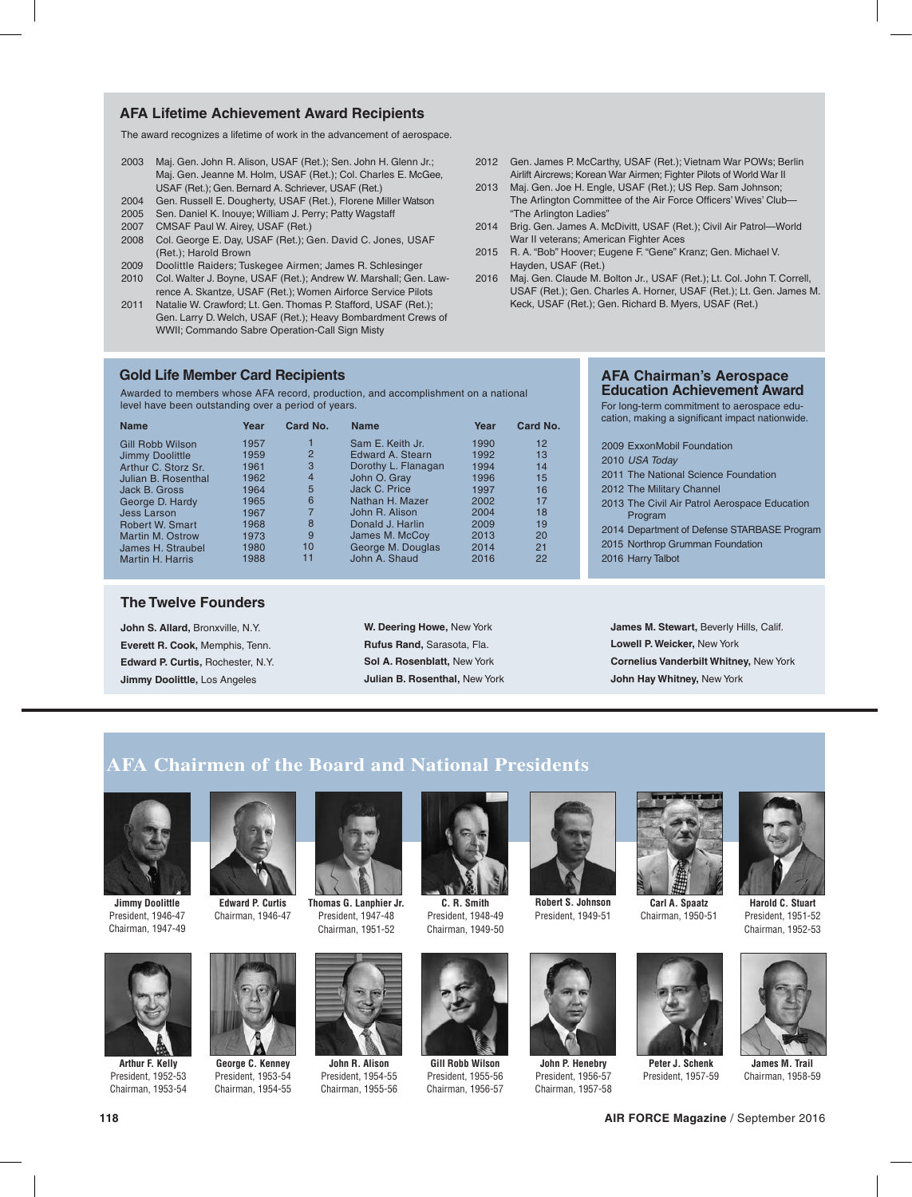## AFA Lifetime Achievement Award Recipients

The award recognizes a lifetime of work in the advancement of aerospace.

- 2003 Maj. Gen. John R. Alison, USAF (Ret.); Sen. John H. Glenn Jr.; Maj. Gen. Jeanne M. Holm, USAF (Ret.); Col. Charles E. McGee, USAF (Ret.); Gen. Bernard A. Schriever, USAF (Ret.)
- 2004 Gen. Russell E. Dougherty, USAF (Ret.), Florene Miller Watson
- 2005 Sen. Daniel K. Inouye; William J. Perry; Patty Wagstaff
- 2007 CMSAF Paul W. Airey, USAF (Ret.)
- 2008 Col. George E. Day, USAF (Ret.); Gen. David C. Jones, USAF (Ret.); Harold Brown
- 2009 Doolittle Raiders; Tuskegee Airmen; James R. Schlesinger
- 2010 Col. Walter J. Boyne, USAF (Ret.); Andrew W. Marshall; Gen. Lawrence A. Skantze, USAF (Ret.); Women Airforce Service Pilots
- 2011 Natalie W. Crawford; Lt. Gen. Thomas P. Stafford, USAF (Ret.); Gen. Larry D. Welch, USAF (Ret.); Heavy Bombardment Crews of WWII; Commando Sabre Operation-Call Sign Misty
- 2012 Gen. James P. McCarthy, USAF (Ret.); Vietnam War POWs; Berlin Airlift Aircrews; Korean War Airmen; Fighter Pilots of World War II
- 2013 Maj. Gen. Joe H. Engle, USAF (Ret.); US Rep. Sam Johnson; The Arlington Committee of the Air Force Officers' Wives' Club—"The Arlington Ladies"
- 2014 Brig. Gen. James A. McDivitt, USAF (Ret.); Civil Air Patrol—World War II veterans; American Fighter Aces
- 2015 R. A. "Bob" Hoover; Eugene F. "Gene" Kranz; Gen. Michael V. Hayden, USAF (Ret.)
- 2016 Maj. Gen. Claude M. Bolton Jr., USAF (Ret.); Lt. Col. John T. Correll, USAF (Ret.); Gen. Charles A. Horner, USAF (Ret.); Lt. Gen. James M. Keck, USAF (Ret.); Gen. Richard B. Myers, USAF (Ret.)

## Gold Life Member Card Recipients

Awarded to members whose AFA record, production, and accomplishment on a national level have been outstanding over a period of years.

| Name | Year | Card No. | Name | Year | Card No. |
|---|---|---|---|---|---|
| Gill Robb Wilson | 1957 | 1 | Sam E. Keith Jr. | 1990 | 12 |
| Jimmy Doolittle | 1959 | 2 | Edward A. Stearn | 1992 | 13 |
| Arthur C. Storz Sr. | 1961 | 3 | Dorothy L. Flanagan | 1994 | 14 |
| Julian B. Rosenthal | 1962 | 4 | John O. Gray | 1996 | 15 |
| Jack B. Gross | 1964 | 5 | Jack C. Price | 1997 | 16 |
| George D. Hardy | 1965 | 6 | Nathan H. Mazer | 2002 | 17 |
| Jess Larson | 1967 | 7 | John R. Alison | 2004 | 18 |
| Robert W. Smart | 1968 | 8 | Donald J. Harlin | 2009 | 19 |
| Martin M. Ostrow | 1973 | 9 | James M. McCoy | 2013 | 20 |
| James H. Straubel | 1980 | 10 | George M. Douglas | 2014 | 21 |
| Martin H. Harris | 1988 | 11 | John A. Shaud | 2016 | 22 |

## AFA Chairman's Aerospace Education Achievement Award

For long-term commitment to aerospace education, making a significant impact nationwide.

- 2009 ExxonMobil Foundation
- 2010 *USA Today*
- 2011 The National Science Foundation
- 2012 The Military Channel
- 2013 The Civil Air Patrol Aerospace Education Program
- 2014 Department of Defense STARBASE Program
- 2015 Northrop Grumman Foundation
- 2016 Harry Talbot

## The Twelve Founders

**John S. Allard,** Bronxville, N.Y.
**Everett R. Cook,** Memphis, Tenn.
**Edward P. Curtis,** Rochester, N.Y.
**Jimmy Doolittle,** Los Angeles
**W. Deering Howe,** New York
**Rufus Rand,** Sarasota, Fla.
**Sol A. Rosenblatt,** New York
**Julian B. Rosenthal,** New York
**James M. Stewart,** Beverly Hills, Calif.
**Lowell P. Weicker,** New York
**Cornelius Vanderbilt Whitney,** New York
**John Hay Whitney,** New York

## AFA Chairmen of the Board and National Presidents

**Jimmy Doolittle**
President, 1946-47
Chairman, 1947-49

**Edward P. Curtis**
Chairman, 1946-47

**Thomas G. Lanphier Jr.**
President, 1947-48
Chairman, 1951-52

**C. R. Smith**
President, 1948-49
Chairman, 1949-50

**Robert S. Johnson**
President, 1949-51

**Carl A. Spaatz**
Chairman, 1950-51

**Harold C. Stuart**
President, 1951-52
Chairman, 1952-53

**Arthur F. Kelly**
President, 1952-53
Chairman, 1953-54

**George C. Kenney**
President, 1953-54
Chairman, 1954-55

**John R. Alison**
President, 1954-55
Chairman, 1955-56

**Gill Robb Wilson**
President, 1955-56
Chairman, 1956-57

**John P. Henebry**
President, 1956-57
Chairman, 1957-58

**Peter J. Schenk**
President, 1957-59

**James M. Trail**
Chairman, 1958-59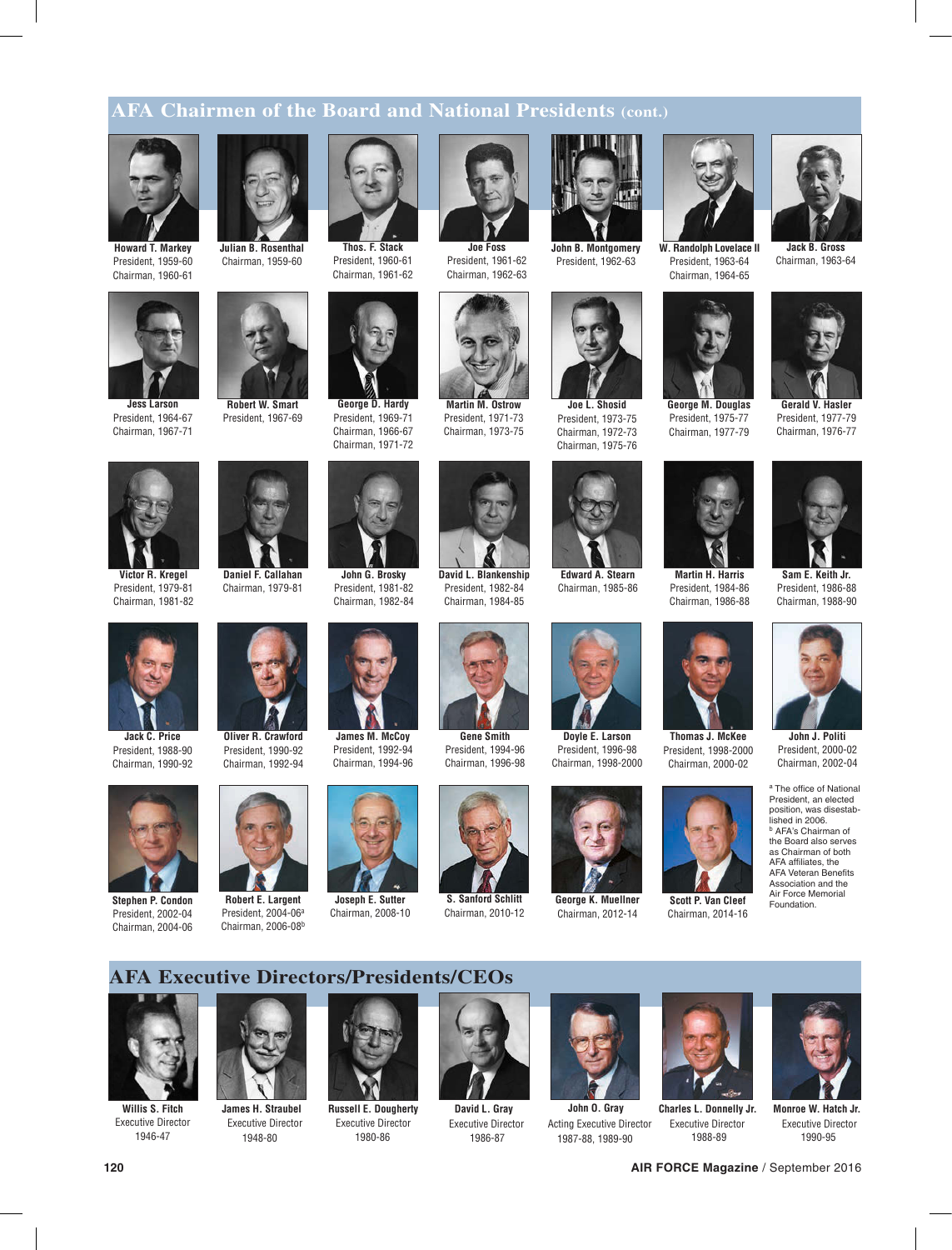## AFA Chairmen of the Board and National Presidents (cont.)

**Howard T. Markey**
President, 1959-60
Chairman, 1960-61

**Julian B. Rosenthal**
Chairman, 1959-60

**Thos. F. Stack**
President, 1960-61
Chairman, 1961-62

**Joe Foss**
President, 1961-62
Chairman, 1962-63

**John B. Montgomery**
President, 1962-63

**W. Randolph Lovelace II**
President, 1963-64
Chairman, 1964-65

**Jack B. Gross**
Chairman, 1963-64

**Jess Larson**
President, 1964-67
Chairman, 1967-71

**Robert W. Smart**
President, 1967-69

**George D. Hardy**
President, 1969-71
Chairman, 1966-67
Chairman, 1971-72

**Martin M. Ostrow**
President, 1971-73
Chairman, 1973-75

**Joe L. Shosid**
President, 1973-75
Chairman, 1972-73
Chairman, 1975-76

**George M. Douglas**
President, 1975-77
Chairman, 1977-79

**Gerald V. Hasler**
President, 1977-79
Chairman, 1976-77

**Victor R. Kregel**
President, 1979-81
Chairman, 1981-82

**Daniel F. Callahan**
Chairman, 1979-81

**John G. Brosky**
President, 1981-82
Chairman, 1982-84

**David L. Blankenship**
President, 1982-84
Chairman, 1984-85

**Edward A. Stearn**
Chairman, 1985-86

**Martin H. Harris**
President, 1984-86
Chairman, 1986-88

**Sam E. Keith Jr.**
President, 1986-88
Chairman, 1988-90

**Jack C. Price**
President, 1988-90
Chairman, 1990-92

**Oliver R. Crawford**
President, 1990-92
Chairman, 1992-94

**James M. McCoy**
President, 1992-94
Chairman, 1994-96

**Gene Smith**
President, 1994-96
Chairman, 1996-98

**Doyle E. Larson**
President, 1996-98
Chairman, 1998-2000

**Thomas J. McKee**
President, 1998-2000
Chairman, 2000-02

**John J. Politi**
President, 2000-02
Chairman, 2002-04

**Stephen P. Condon**
President, 2002-04
Chairman, 2004-06

**Robert E. Largent**
President, 2004-06[a]
Chairman, 2006-08[b]

**Joseph E. Sutter**
Chairman, 2008-10

**S. Sanford Schlitt**
Chairman, 2010-12

**George K. Muellner**
Chairman, 2012-14

**Scott P. Van Cleef**
Chairman, 2014-16

[a] The office of National President, an elected position, was disestablished in 2006.
[b] AFA's Chairman of the Board also serves as Chairman of both AFA affiliates, the AFA Veteran Benefits Association and the Air Force Memorial Foundation.

## AFA Executive Directors/Presidents/CEOs

**Willis S. Fitch**
Executive Director
1946-47

**James H. Straubel**
Executive Director
1948-80

**Russell E. Dougherty**
Executive Director
1980-86

**David L. Gray**
Executive Director
1986-87

**John O. Gray**
Acting Executive Director
1987-88, 1989-90

**Charles L. Donnelly Jr.**
Executive Director
1988-89

**Monroe W. Hatch Jr.**
Executive Director
1990-95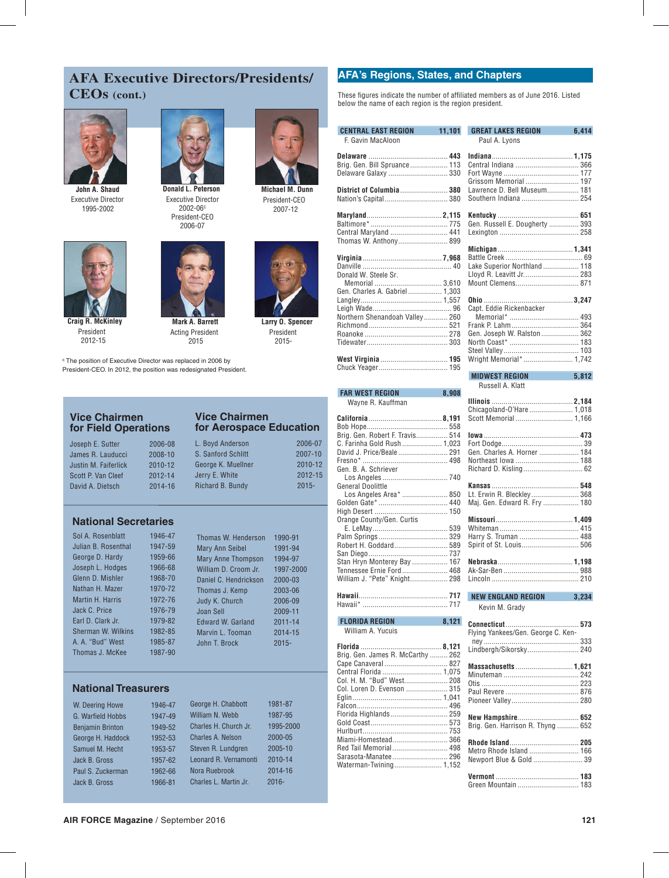## AFA Executive Directors/Presidents/CEOs (cont.)

**John A. Shaud**
Executive Director
1995-2002

**Donald L. Peterson**
Executive Director
2002-06[c]
President-CEO
2006-07

**Michael M. Dunn**
President-CEO
2007-12

**Craig R. McKinley**
President
2012-15

**Mark A. Barrett**
Acting President
2015

**Larry O. Spencer**
President
2015-

[c] The position of Executive Director was replaced in 2006 by President-CEO. In 2012, the position was redesignated President.

### Vice Chairmen for Field Operations

| | |
|---|---|
| Joseph E. Sutter | 2006-08 |
| James R. Lauducci | 2008-10 |
| Justin M. Faiferlick | 2010-12 |
| Scott P. Van Cleef | 2012-14 |
| David A. Dietsch | 2014-16 |

### Vice Chairmen for Aerospace Education

| | |
|---|---|
| L. Boyd Anderson | 2006-07 |
| S. Sanford Schlitt | 2007-10 |
| George K. Muellner | 2010-12 |
| Jerry E. White | 2012-15 |
| Richard B. Bundy | 2015- |

### National Secretaries

| | | | |
|---|---|---|---|
| Sol A. Rosenblatt | 1946-47 | Thomas W. Henderson | 1990-91 |
| Julian B. Rosenthal | 1947-59 | Mary Ann Seibel | 1991-94 |
| George D. Hardy | 1959-66 | Mary Anne Thompson | 1994-97 |
| Joseph L. Hodges | 1966-68 | William D. Croom Jr. | 1997-2000 |
| Glenn D. Mishler | 1968-70 | Daniel C. Hendrickson | 2000-03 |
| Nathan H. Mazer | 1970-72 | Thomas J. Kemp | 2003-06 |
| Martin H. Harris | 1972-76 | Judy K. Church | 2006-09 |
| Jack C. Price | 1976-79 | Joan Sell | 2009-11 |
| Earl D. Clark Jr. | 1979-82 | Edward W. Garland | 2011-14 |
| Sherman W. Wilkins | 1982-85 | Marvin L. Tooman | 2014-15 |
| A. A. "Bud" West | 1985-87 | John T. Brock | 2015- |
| Thomas J. McKee | 1987-90 | | |

### National Treasurers

| | | | |
|---|---|---|---|
| W. Deering Howe | 1946-47 | George H. Chabbott | 1981-87 |
| G. Warfield Hobbs | 1947-49 | William N. Webb | 1987-95 |
| Benjamin Brinton | 1949-52 | Charles H. Church Jr. | 1995-2000 |
| George H. Haddock | 1952-53 | Charles A. Nelson | 2000-05 |
| Samuel M. Hecht | 1953-57 | Steven R. Lundgren | 2005-10 |
| Jack B. Gross | 1957-62 | Leonard R. Vernamonti | 2010-14 |
| Paul S. Zuckerman | 1962-66 | Nora Ruebrook | 2014-16 |
| Jack B. Gross | 1966-81 | Charles L. Martin Jr. | 2016- |

## AFA's Regions, States, and Chapters

These figures indicate the number of affiliated members as of June 2016. Listed below the name of each region is the region president.

**CENTRAL EAST REGION — 11,101**
F. Gavin MacAloon

**Delaware** — 443
- Brig. Gen. Bill Spruance — 113
- Delaware Galaxy — 330

**District of Columbia** — 380
- Nation's Capital — 380

**Maryland** — 2,115
- Baltimore* — 775
- Central Maryland — 441
- Thomas W. Anthony — 899

**Virginia** — 7,968
- Danville — 40
- Donald W. Steele Sr. Memorial — 3,610
- Gen. Charles A. Gabriel — 1,303
- Langley — 1,557
- Leigh Wade — 96
- Northern Shenandoah Valley — 260
- Richmond — 521
- Roanoke — 278
- Tidewater — 303

**West Virginia** — 195
- Chuck Yeager — 195

**FAR WEST REGION — 8,908**
Wayne R. Kauffman

**California** — 8,191
- Bob Hope — 558
- Brig. Gen. Robert F. Travis — 514
- C. Farinha Gold Rush — 1,023
- David J. Price/Beale — 291
- Fresno* — 498
- Gen. B. A. Schriever Los Angeles — 740
- General Doolittle Los Angeles Area* — 850
- Golden Gate* — 440
- High Desert — 150
- Orange County/Gen. Curtis E. LeMay — 539
- Palm Springs — 329
- Robert H. Goddard — 589
- San Diego — 737
- Stan Hryn Monterey Bay — 167
- Tennessee Ernie Ford — 468
- William J. "Pete" Knight — 298

**Hawaii** — 717
- Hawaii* — 717

**FLORIDA REGION — 8,121**
William A. Yucuis

**Florida** — 8,121
- Brig. Gen. James R. McCarthy — 262
- Cape Canaveral — 827
- Central Florida — 1,075
- Col. H. M. "Bud" West — 208
- Col. Loren D. Evenson — 315
- Eglin — 1,041
- Falcon — 496
- Florida Highlands — 259
- Gold Coast — 573
- Hurlburt — 753
- Miami-Homestead — 366
- Red Tail Memorial — 498
- Sarasota-Manatee — 296
- Waterman-Twining — 1,152

**GREAT LAKES REGION — 6,414**
Paul A. Lyons

**Indiana** — 1,175
- Central Indiana — 366
- Fort Wayne — 177
- Grissom Memorial — 197
- Lawrence D. Bell Museum — 181
- Southern Indiana — 254

**Kentucky** — 651
- Gen. Russell E. Dougherty — 393
- Lexington — 258

**Michigan** — 1,341
- Battle Creek — 69
- Lake Superior Northland — 118
- Lloyd R. Leavitt Jr. — 283
- Mount Clemens — 871

**Ohio** — 3,247
- Capt. Eddie Rickenbacker Memorial* — 493
- Frank P. Lahm — 364
- Gen. Joseph W. Ralston — 362
- North Coast* — 183
- Steel Valley — 103
- Wright Memorial* — 1,742

**MIDWEST REGION — 5,812**
Russell A. Klatt

**Illinois** — 2,184
- Chicagoland-O'Hare — 1,018
- Scott Memorial — 1,166

**Iowa** — 473
- Fort Dodge — 39
- Gen. Charles A. Horner — 184
- Northeast Iowa — 188
- Richard D. Kisling — 62

**Kansas** — 548
- Lt. Erwin R. Bleckley — 368
- Maj. Gen. Edward R. Fry — 180

**Missouri** — 1,409
- Whiteman — 415
- Harry S. Truman — 488
- Spirit of St. Louis — 506

**Nebraska** — 1,198
- Ak-Sar-Ben — 988
- Lincoln — 210

**NEW ENGLAND REGION — 3,234**
Kevin M. Grady

**Connecticut** — 573
- Flying Yankees/Gen. George C. Kenney — 333
- Lindbergh/Sikorsky — 240

**Massachusetts** — 1,621
- Minuteman — 242
- Otis — 223
- Paul Revere — 876
- Pioneer Valley — 280

**New Hampshire** — 652
- Brig. Gen. Harrison R. Thyng — 652

**Rhode Island** — 205
- Metro Rhode Island — 166
- Newport Blue & Gold — 39

**Vermont** — 183
- Green Mountain — 183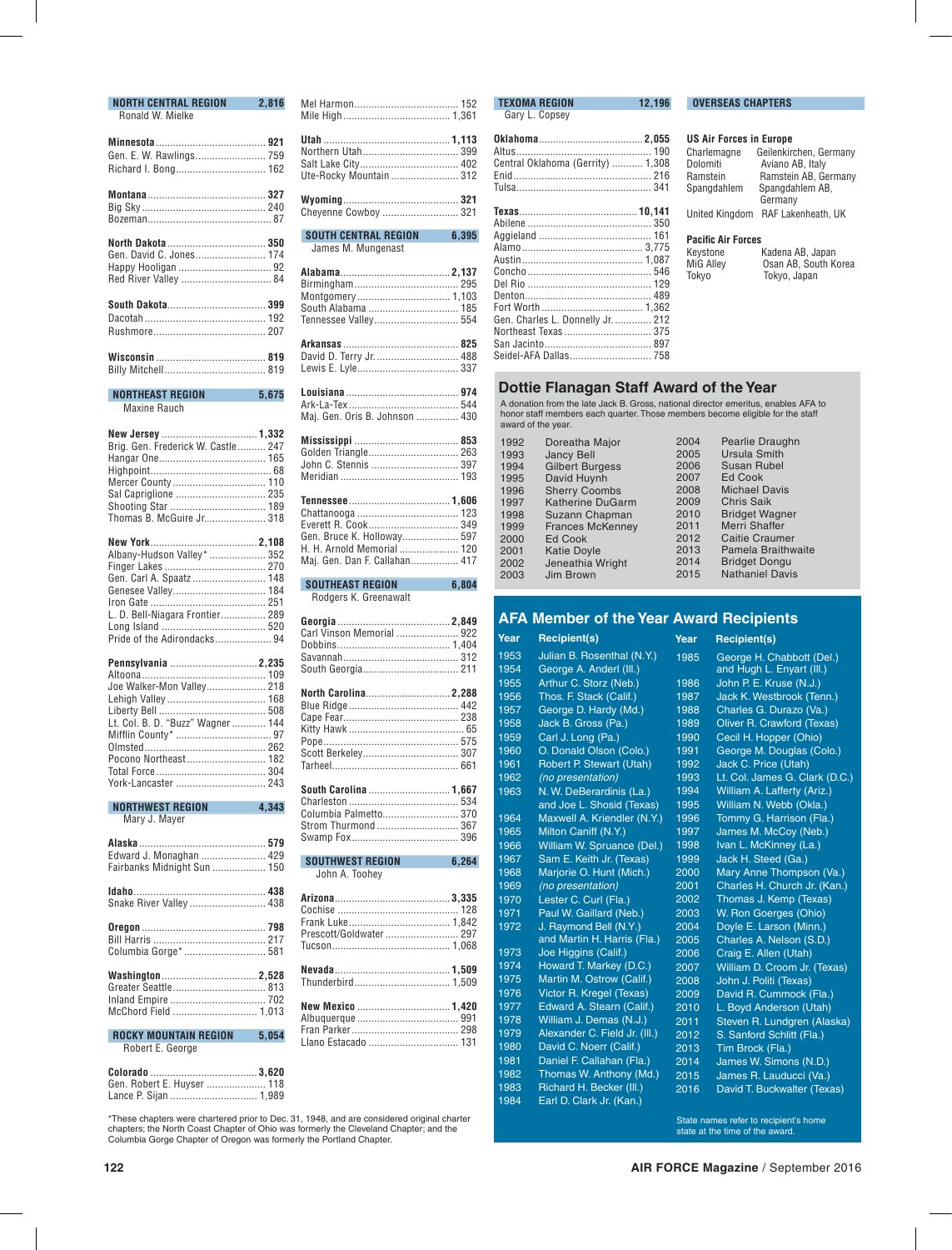## NORTH CENTRAL REGION 2,816

Ronald W. Mielke

**Minnesota** ....... **921**
Gen. E. W. Rawlings ....... 759
Richard I. Bong ....... 162

**Montana** ....... **327**
Big Sky ....... 240
Bozeman ....... 87

**North Dakota** ....... **350**
Gen. David C. Jones ....... 174
Happy Hooligan ....... 92
Red River Valley ....... 84

**South Dakota** ....... **399**
Dacotah ....... 192
Rushmore ....... 207

**Wisconsin** ....... **819**
Billy Mitchell ....... 819

## NORTHEAST REGION 5,675

Maxine Rauch

**New Jersey** ....... **1,332**
Brig. Gen. Frederick W. Castle ....... 247
Hangar One ....... 165
Highpoint ....... 68
Mercer County ....... 110
Sal Capriglione ....... 235
Shooting Star ....... 189
Thomas B. McGuire Jr. ....... 318

**New York** ....... **2,108**
Albany-Hudson Valley* ....... 352
Finger Lakes ....... 270
Gen. Carl A. Spaatz ....... 148
Genesee Valley ....... 184
Iron Gate ....... 251
L. D. Bell-Niagara Frontier ....... 289
Long Island ....... 520
Pride of the Adirondacks ....... 94

**Pennsylvania** ....... **2,235**
Altoona ....... 109
Joe Walker-Mon Valley ....... 218
Lehigh Valley ....... 168
Liberty Bell ....... 508
Lt. Col. B. D. "Buzz" Wagner ....... 144
Mifflin County* ....... 97
Olmsted ....... 262
Pocono Northeast ....... 182
Total Force ....... 304
York-Lancaster ....... 243

## NORTHWEST REGION 4,343

Mary J. Mayer

**Alaska** ....... **579**
Edward J. Monaghan ....... 429
Fairbanks Midnight Sun ....... 150

**Idaho** ....... **438**
Snake River Valley ....... 438

**Oregon** ....... **798**
Bill Harris ....... 217
Columbia Gorge* ....... 581

**Washington** ....... **2,528**
Greater Seattle ....... 813
Inland Empire ....... 702
McChord Field ....... 1,013

## ROCKY MOUNTAIN REGION 5,054

Robert E. George

**Colorado** ....... **3,620**
Gen. Robert E. Huyser ....... 118
Lance P. Sijan ....... 1,989
Mel Harmon ....... 152
Mile High ....... 1,361

**Utah** ....... **1,113**
Northern Utah ....... 399
Salt Lake City ....... 402
Ute-Rocky Mountain ....... 312

**Wyoming** ....... **321**
Cheyenne Cowboy ....... 321

## SOUTH CENTRAL REGION 6,395

James M. Mungenast

**Alabama** ....... **2,137**
Birmingham ....... 295
Montgomery ....... 1,103
South Alabama ....... 185
Tennessee Valley ....... 554

**Arkansas** ....... **825**
David D. Terry Jr. ....... 488
Lewis E. Lyle ....... 337

**Louisiana** ....... **974**
Ark-La-Tex ....... 544
Maj. Gen. Oris B. Johnson ....... 430

**Mississippi** ....... **853**
Golden Triangle ....... 263
John C. Stennis ....... 397
Meridian ....... 193

**Tennessee** ....... **1,606**
Chattanooga ....... 123
Everett R. Cook ....... 349
Gen. Bruce K. Holloway ....... 597
H. H. Arnold Memorial ....... 120
Maj. Gen. Dan F. Callahan ....... 417

## SOUTHEAST REGION 6,804

Rodgers K. Greenawalt

**Georgia** ....... **2,849**
Carl Vinson Memorial ....... 922
Dobbins ....... 1,404
Savannah ....... 312
South Georgia ....... 211

**North Carolina** ....... **2,288**
Blue Ridge ....... 442
Cape Fear ....... 238
Kitty Hawk ....... 65
Pope ....... 575
Scott Berkeley ....... 307
Tarheel ....... 661

**South Carolina** ....... **1,667**
Charleston ....... 534
Columbia Palmetto ....... 370
Strom Thurmond ....... 367
Swamp Fox ....... 396

## SOUTHWEST REGION 6,264

John A. Toohey

**Arizona** ....... **3,335**
Cochise ....... 128
Frank Luke ....... 1,842
Prescott/Goldwater ....... 297
Tucson ....... 1,068

**Nevada** ....... **1,509**
Thunderbird ....... 1,509

**New Mexico** ....... **1,420**
Albuquerque ....... 991
Fran Parker ....... 298
Llano Estacado ....... 131

*These chapters were chartered prior to Dec. 31, 1948, and are considered original charter chapters; the North Coast Chapter of Ohio was formerly the Cleveland Chapter; and the Columbia Gorge Chapter of Oregon was formerly the Portland Chapter.

## TEXOMA REGION 12,196

Gary L. Copsey

**Oklahoma** ....... **2,055**
Altus ....... 190
Central Oklahoma (Gerrity) ....... 1,308
Enid ....... 216
Tulsa ....... 341

**Texas** ....... **10,141**
Abilene ....... 350
Aggieland ....... 161
Alamo ....... 3,775
Austin ....... 1,087
Concho ....... 546
Del Rio ....... 129
Denton ....... 489
Fort Worth ....... 1,362
Gen. Charles L. Donnelly Jr. ....... 212
Northeast Texas ....... 375
San Jacinto ....... 897
Seidel-AFA Dallas ....... 758

## OVERSEAS CHAPTERS

**US Air Forces in Europe**

| | |
|---|---|
| Charlemagne | Geilenkirchen, Germany |
| Dolomiti | Aviano AB, Italy |
| Ramstein | Ramstein AB, Germany |
| Spangdahlem | Spangdahlem AB, Germany |
| United Kingdom | RAF Lakenheath, UK |

**Pacific Air Forces**

| | |
|---|---|
| Keystone | Kadena AB, Japan |
| MiG Alley | Osan AB, South Korea |
| Tokyo | Tokyo, Japan |

## Dottie Flanagan Staff Award of the Year

A donation from the late Jack B. Gross, national director emeritus, enables AFA to honor staff members each quarter. Those members become eligible for the staff award of the year.

| | | | |
|---|---|---|---|
| 1992 | Doreatha Major | 2004 | Pearlie Draughn |
| 1993 | Jancy Bell | 2005 | Ursula Smith |
| 1994 | Gilbert Burgess | 2006 | Susan Rubel |
| 1995 | David Huynh | 2007 | Ed Cook |
| 1996 | Sherry Coombs | 2008 | Michael Davis |
| 1997 | Katherine DuGarm | 2009 | Chris Saik |
| 1998 | Suzann Chapman | 2010 | Bridget Wagner |
| 1999 | Frances McKenney | 2011 | Merri Shaffer |
| 2000 | Ed Cook | 2012 | Caitie Craumer |
| 2001 | Katie Doyle | 2013 | Pamela Braithwaite |
| 2002 | Jeneathia Wright | 2014 | Bridget Dongu |
| 2003 | Jim Brown | 2015 | Nathaniel Davis |

## AFA Member of the Year Award Recipients

| Year | Recipient(s) | Year | Recipient(s) |
|---|---|---|---|
| 1953 | Julian B. Rosenthal (N.Y.) | 1985 | George H. Chabbott (Del.) and Hugh L. Enyart (Ill.) |
| 1954 | George A. Anderl (Ill.) | 1986 | John P. E. Kruse (N.J.) |
| 1955 | Arthur C. Storz (Neb.) | 1987 | Jack K. Westbrook (Tenn.) |
| 1956 | Thos. F. Stack (Calif.) | 1988 | Charles G. Durazo (Va.) |
| 1957 | George D. Hardy (Md.) | 1989 | Oliver R. Crawford (Texas) |
| 1958 | Jack B. Gross (Pa.) | 1990 | Cecil H. Hopper (Ohio) |
| 1959 | Carl J. Long (Pa.) | 1991 | George M. Douglas (Colo.) |
| 1960 | O. Donald Olson (Colo.) | 1992 | Jack C. Price (Utah) |
| 1961 | Robert P. Stewart (Utah) | 1993 | Lt. Col. James G. Clark (D.C.) |
| 1962 | *(no presentation)* | 1994 | William A. Lafferty (Ariz.) |
| 1963 | N. W. DeBerardinis (La.) and Joe L. Shosid (Texas) | 1995 | William N. Webb (Okla.) |
| 1964 | Maxwell A. Kriendler (N.Y.) | 1996 | Tommy G. Harrison (Fla.) |
| 1965 | Milton Caniff (N.Y.) | 1997 | James M. McCoy (Neb.) |
| 1966 | William W. Spruance (Del.) | 1998 | Ivan L. McKinney (La.) |
| 1967 | Sam E. Keith Jr. (Texas) | 1999 | Jack H. Steed (Ga.) |
| 1968 | Marjorie O. Hunt (Mich.) | 2000 | Mary Anne Thompson (Va.) |
| 1969 | *(no presentation)* | 2001 | Charles H. Church Jr. (Kan.) |
| 1970 | Lester C. Curl (Fla.) | 2002 | Thomas J. Kemp (Texas) |
| 1971 | Paul W. Gaillard (Neb.) | 2003 | W. Ron Goerges (Ohio) |
| 1972 | J. Raymond Bell (N.Y.) and Martin H. Harris (Fla.) | 2004 | Doyle E. Larson (Minn.) |
| | | 2005 | Charles A. Nelson (S.D.) |
| 1973 | Joe Higgins (Calif.) | 2006 | Craig E. Allen (Utah) |
| 1974 | Howard T. Markey (D.C.) | 2007 | William D. Croom Jr. (Texas) |
| 1975 | Martin M. Ostrow (Calif.) | 2008 | John J. Politi (Texas) |
| 1976 | Victor R. Kregel (Texas) | 2009 | David R. Cummock (Fla.) |
| 1977 | Edward A. Stearn (Calif.) | 2010 | L. Boyd Anderson (Utah) |
| 1978 | William J. Demas (N.J.) | 2011 | Steven R. Lundgren (Alaska) |
| 1979 | Alexander C. Field Jr. (Ill.) | 2012 | S. Sanford Schlitt (Fla.) |
| 1980 | David C. Noerr (Calif.) | 2013 | Tim Brock (Fla.) |
| 1981 | Daniel F. Callahan (Fla.) | 2014 | James W. Simons (N.D.) |
| 1982 | Thomas W. Anthony (Md.) | 2015 | James R. Lauducci (Va.) |
| 1983 | Richard H. Becker (Ill.) | 2016 | David T. Buckwalter (Texas) |
| 1984 | Earl D. Clark Jr. (Kan.) | | |

State names refer to recipient's home state at the time of the award.